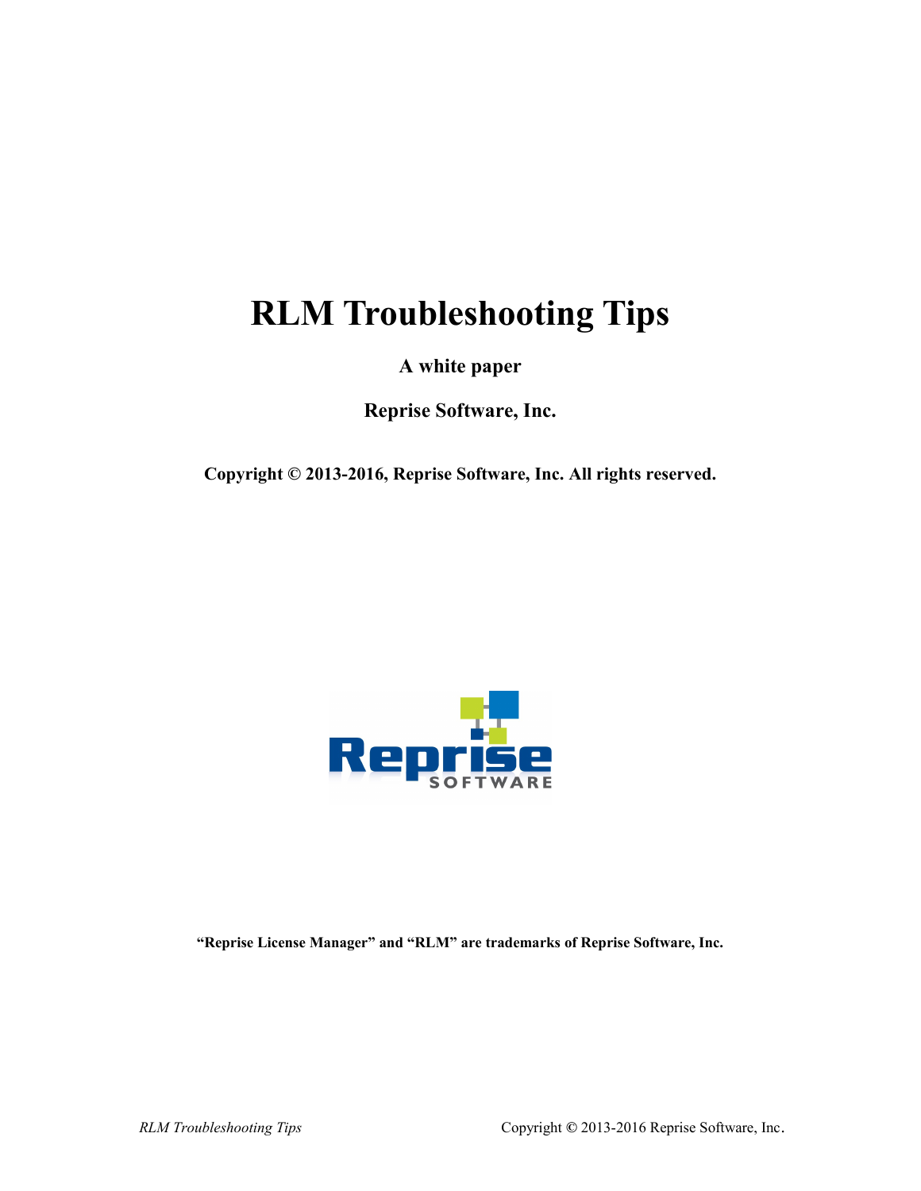# RLM Troubleshooting Tips

**A white paper**

**Reprise Software, Inc.**

**Copyright © 2013-2016, Reprise Software, Inc. All rights reserved.**

**"Reprise License Manager" and "RLM" are trademarks of Reprise Software, Inc.**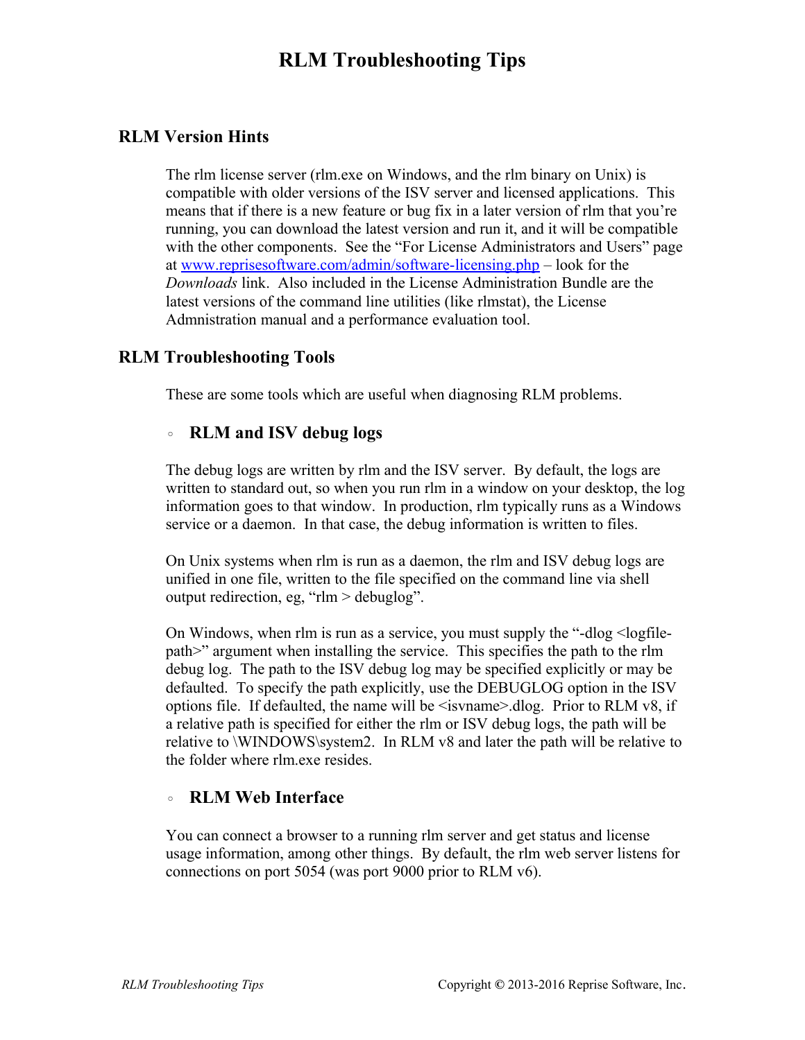# RLM Troubleshooting Tips

## RLM Version Hints

The rlm license server (rlm.exe on Windows, and the rlm binary on Unix) is compatible with older versions of the ISV server and licensed applications. This means that if there is a new feature or bug fix in a later version of rlm that you're running, you can download the latest version and run it, and it will be compatible with the other components. See the "For License Administrators and Users" page at [www.reprisesoftware.com/admin/software-licensing.php](http://www.reprisesoftware.com/admin/software-licensing.php) – look for the *Downloads* link. Also included in the License Administration Bundle are the latest versions of the command line utilities (like rlmstat), the License Admnistration manual and a performance evaluation tool.

## RLM Troubleshooting Tools

These are some tools which are useful when diagnosing RLM problems.

### RLM and ISV debug logs

The debug logs are written by rlm and the ISV server. By default, the logs are written to standard out, so when you run rlm in a window on your desktop, the log information goes to that window. In production, rlm typically runs as a Windows service or a daemon. In that case, the debug information is written to files.

On Unix systems when rlm is run as a daemon, the rlm and ISV debug logs are unified in one file, written to the file specified on the command line via shell output redirection, eg, "rlm > debuglog".

On Windows, when rlm is run as a service, you must supply the "-dlog <logfile-path>" argument when installing the service. This specifies the path to the rlm debug log. The path to the ISV debug log may be specified explicitly or may be defaulted. To specify the path explicitly, use the DEBUGLOG option in the ISV options file. If defaulted, the name will be <isvname>.dlog. Prior to RLM v8, if a relative path is specified for either the rlm or ISV debug logs, the path will be relative to \WINDOWS\system2. In RLM v8 and later the path will be relative to the folder where rlm.exe resides.

### RLM Web Interface

You can connect a browser to a running rlm server and get status and license usage information, among other things. By default, the rlm web server listens for connections on port 5054 (was port 9000 prior to RLM v6).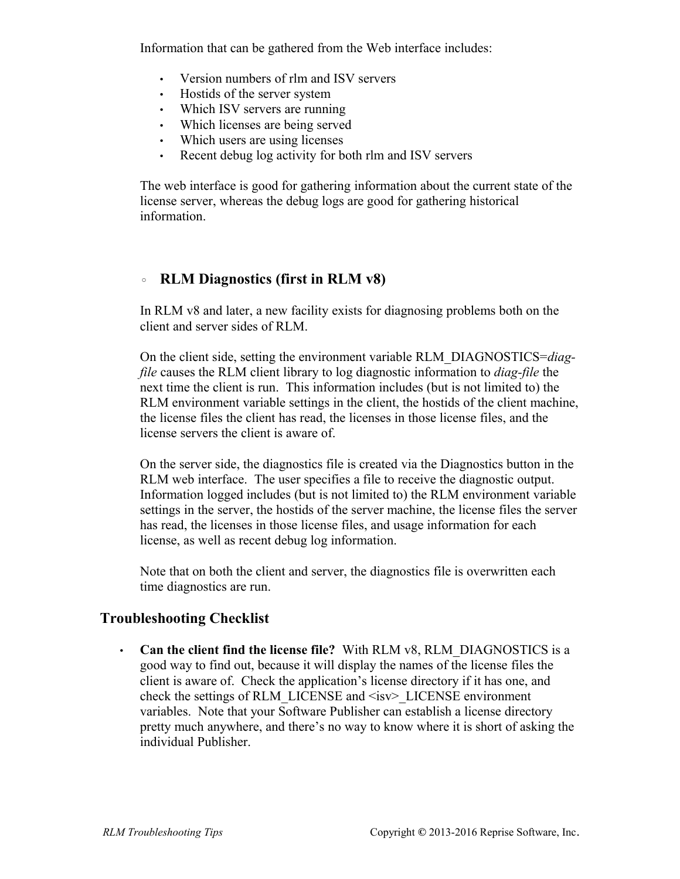Information that can be gathered from the Web interface includes:

- Version numbers of rlm and ISV servers
- Hostids of the server system
- Which ISV servers are running
- Which licenses are being served
- Which users are using licenses
- Recent debug log activity for both rlm and ISV servers

The web interface is good for gathering information about the current state of the license server, whereas the debug logs are good for gathering historical information.

### RLM Diagnostics (first in RLM v8)

In RLM v8 and later, a new facility exists for diagnosing problems both on the client and server sides of RLM.

On the client side, setting the environment variable RLM_DIAGNOSTICS=*diag-file* causes the RLM client library to log diagnostic information to *diag-file* the next time the client is run. This information includes (but is not limited to) the RLM environment variable settings in the client, the hostids of the client machine, the license files the client has read, the licenses in those license files, and the license servers the client is aware of.

On the server side, the diagnostics file is created via the Diagnostics button in the RLM web interface. The user specifies a file to receive the diagnostic output. Information logged includes (but is not limited to) the RLM environment variable settings in the server, the hostids of the server machine, the license files the server has read, the licenses in those license files, and usage information for each license, as well as recent debug log information.

Note that on both the client and server, the diagnostics file is overwritten each time diagnostics are run.

## Troubleshooting Checklist

- **Can the client find the license file?** With RLM v8, RLM_DIAGNOSTICS is a good way to find out, because it will display the names of the license files the client is aware of. Check the application's license directory if it has one, and check the settings of RLM_LICENSE and <isv>_LICENSE environment variables. Note that your Software Publisher can establish a license directory pretty much anywhere, and there's no way to know where it is short of asking the individual Publisher.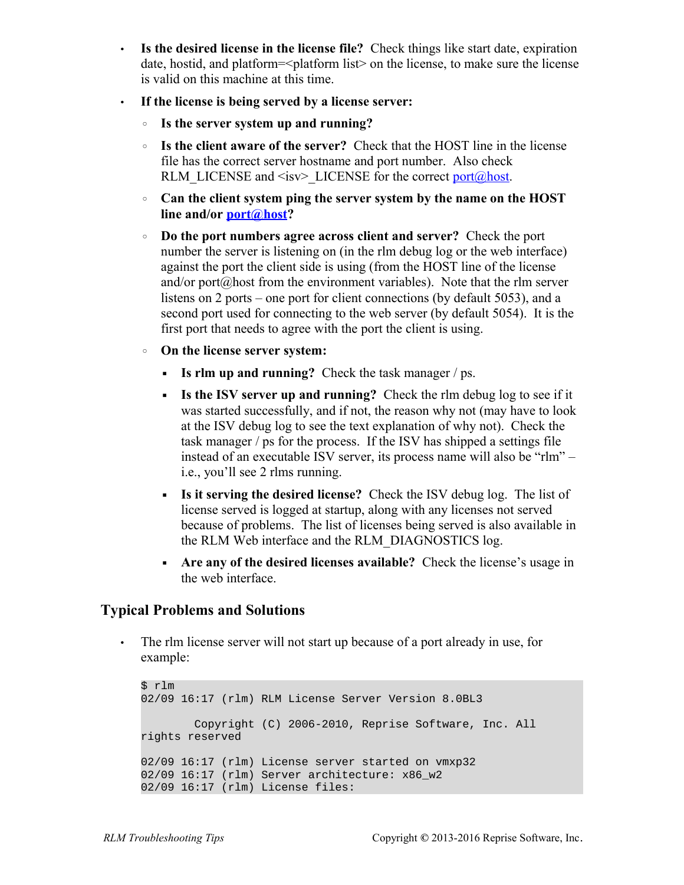- **Is the desired license in the license file?** Check things like start date, expiration date, hostid, and platform=<platform list> on the license, to make sure the license is valid on this machine at this time.
- **If the license is being served by a license server:**
  - **Is the server system up and running?**
  - **Is the client aware of the server?** Check that the HOST line in the license file has the correct server hostname and port number. Also check RLM_LICENSE and <isv>_LICENSE for the correct port@host.
  - **Can the client system ping the server system by the name on the HOST line and/or port@host?**
  - **Do the port numbers agree across client and server?** Check the port number the server is listening on (in the rlm debug log or the web interface) against the port the client side is using (from the HOST line of the license and/or port@host from the environment variables). Note that the rlm server listens on 2 ports – one port for client connections (by default 5053), and a second port used for connecting to the web server (by default 5054). It is the first port that needs to agree with the port the client is using.
  - **On the license server system:**
    - **Is rlm up and running?** Check the task manager / ps.
    - **Is the ISV server up and running?** Check the rlm debug log to see if it was started successfully, and if not, the reason why not (may have to look at the ISV debug log to see the text explanation of why not). Check the task manager / ps for the process. If the ISV has shipped a settings file instead of an executable ISV server, its process name will also be "rlm" – i.e., you'll see 2 rlms running.
    - **Is it serving the desired license?** Check the ISV debug log. The list of license served is logged at startup, along with any licenses not served because of problems. The list of licenses being served is also available in the RLM Web interface and the RLM_DIAGNOSTICS log.
    - **Are any of the desired licenses available?** Check the license's usage in the web interface.

## Typical Problems and Solutions

- The rlm license server will not start up because of a port already in use, for example:

```
$ rlm
02/09 16:17 (rlm) RLM License Server Version 8.0BL3

        Copyright (C) 2006-2010, Reprise Software, Inc. All
rights reserved

02/09 16:17 (rlm) License server started on vmxp32
02/09 16:17 (rlm) Server architecture: x86_w2
02/09 16:17 (rlm) License files:
```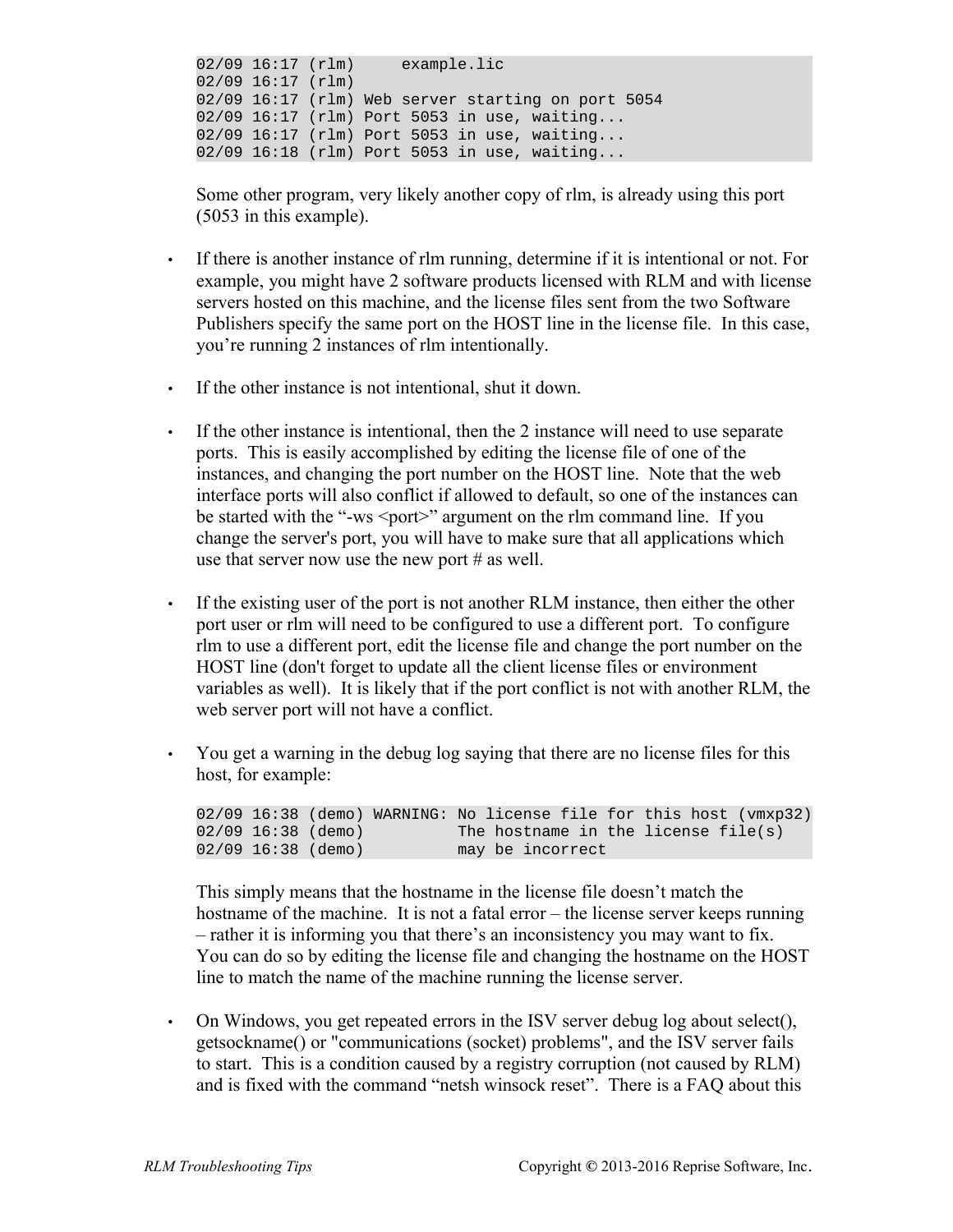```
02/09 16:17 (rlm)     example.lic
02/09 16:17 (rlm)
02/09 16:17 (rlm) Web server starting on port 5054
02/09 16:17 (rlm) Port 5053 in use, waiting...
02/09 16:17 (rlm) Port 5053 in use, waiting...
02/09 16:18 (rlm) Port 5053 in use, waiting...
```

Some other program, very likely another copy of rlm, is already using this port (5053 in this example).

- If there is another instance of rlm running, determine if it is intentional or not. For example, you might have 2 software products licensed with RLM and with license servers hosted on this machine, and the license files sent from the two Software Publishers specify the same port on the HOST line in the license file. In this case, you're running 2 instances of rlm intentionally.

- If the other instance is not intentional, shut it down.

- If the other instance is intentional, then the 2 instance will need to use separate ports. This is easily accomplished by editing the license file of one of the instances, and changing the port number on the HOST line. Note that the web interface ports will also conflict if allowed to default, so one of the instances can be started with the "-ws <port>" argument on the rlm command line. If you change the server's port, you will have to make sure that all applications which use that server now use the new port # as well.

- If the existing user of the port is not another RLM instance, then either the other port user or rlm will need to be configured to use a different port. To configure rlm to use a different port, edit the license file and change the port number on the HOST line (don't forget to update all the client license files or environment variables as well). It is likely that if the port conflict is not with another RLM, the web server port will not have a conflict.

- You get a warning in the debug log saying that there are no license files for this host, for example:

```
02/09 16:38 (demo) WARNING: No license file for this host (vmxp32)
02/09 16:38 (demo)          The hostname in the license file(s)
02/09 16:38 (demo)          may be incorrect
```

  This simply means that the hostname in the license file doesn't match the hostname of the machine. It is not a fatal error – the license server keeps running – rather it is informing you that there's an inconsistency you may want to fix. You can do so by editing the license file and changing the hostname on the HOST line to match the name of the machine running the license server.

- On Windows, you get repeated errors in the ISV server debug log about select(), getsockname() or "communications (socket) problems", and the ISV server fails to start. This is a condition caused by a registry corruption (not caused by RLM) and is fixed with the command "netsh winsock reset". There is a FAQ about this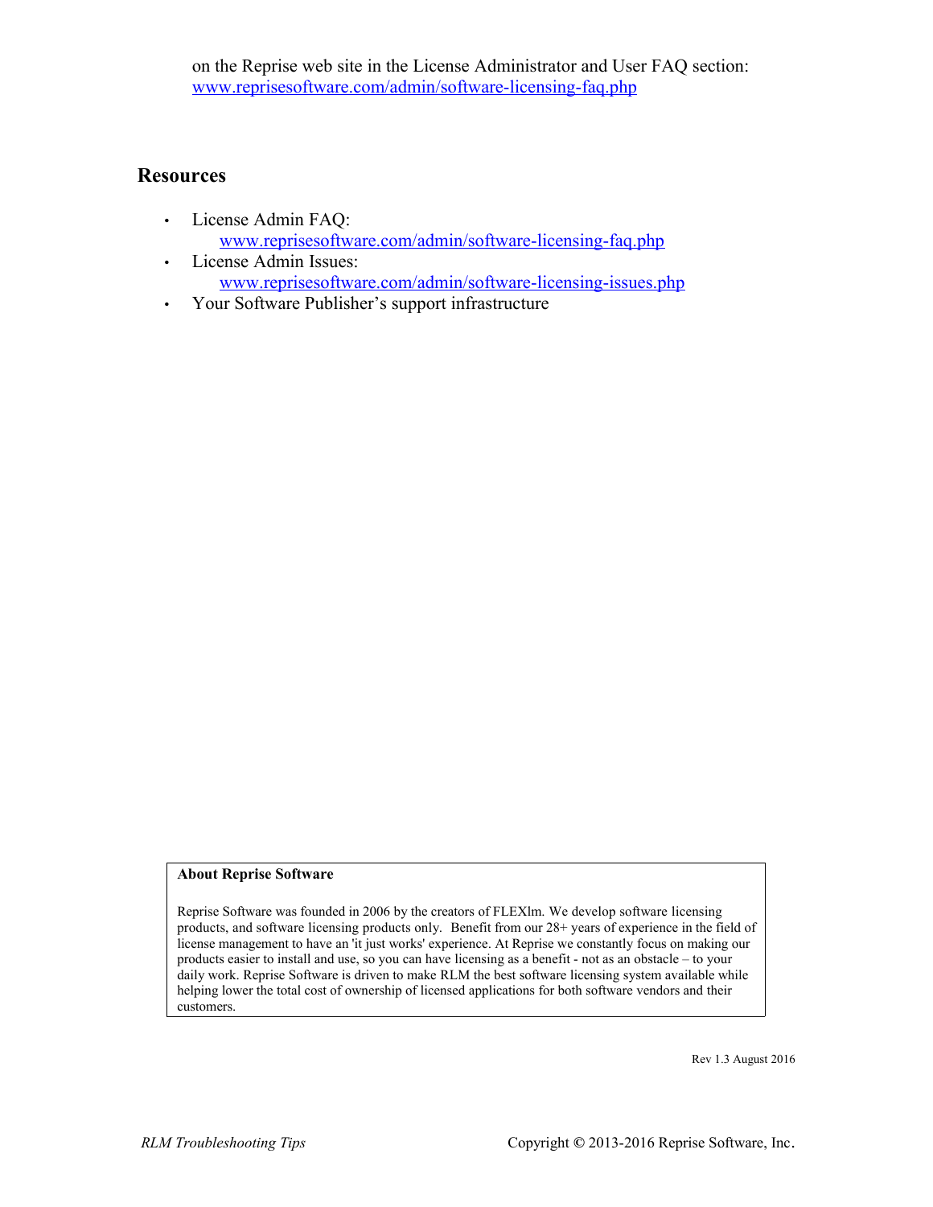on the Reprise web site in the License Administrator and User FAQ section: www.reprisesoftware.com/admin/software-licensing-faq.php

## Resources

- License Admin FAQ:
  www.reprisesoftware.com/admin/software-licensing-faq.php
- License Admin Issues:
  www.reprisesoftware.com/admin/software-licensing-issues.php
- Your Software Publisher's support infrastructure

**About Reprise Software**

Reprise Software was founded in 2006 by the creators of FLEXlm. We develop software licensing products, and software licensing products only. Benefit from our 28+ years of experience in the field of license management to have an 'it just works' experience. At Reprise we constantly focus on making our products easier to install and use, so you can have licensing as a benefit - not as an obstacle – to your daily work. Reprise Software is driven to make RLM the best software licensing system available while helping lower the total cost of ownership of licensed applications for both software vendors and their customers.

Rev 1.3 August 2016